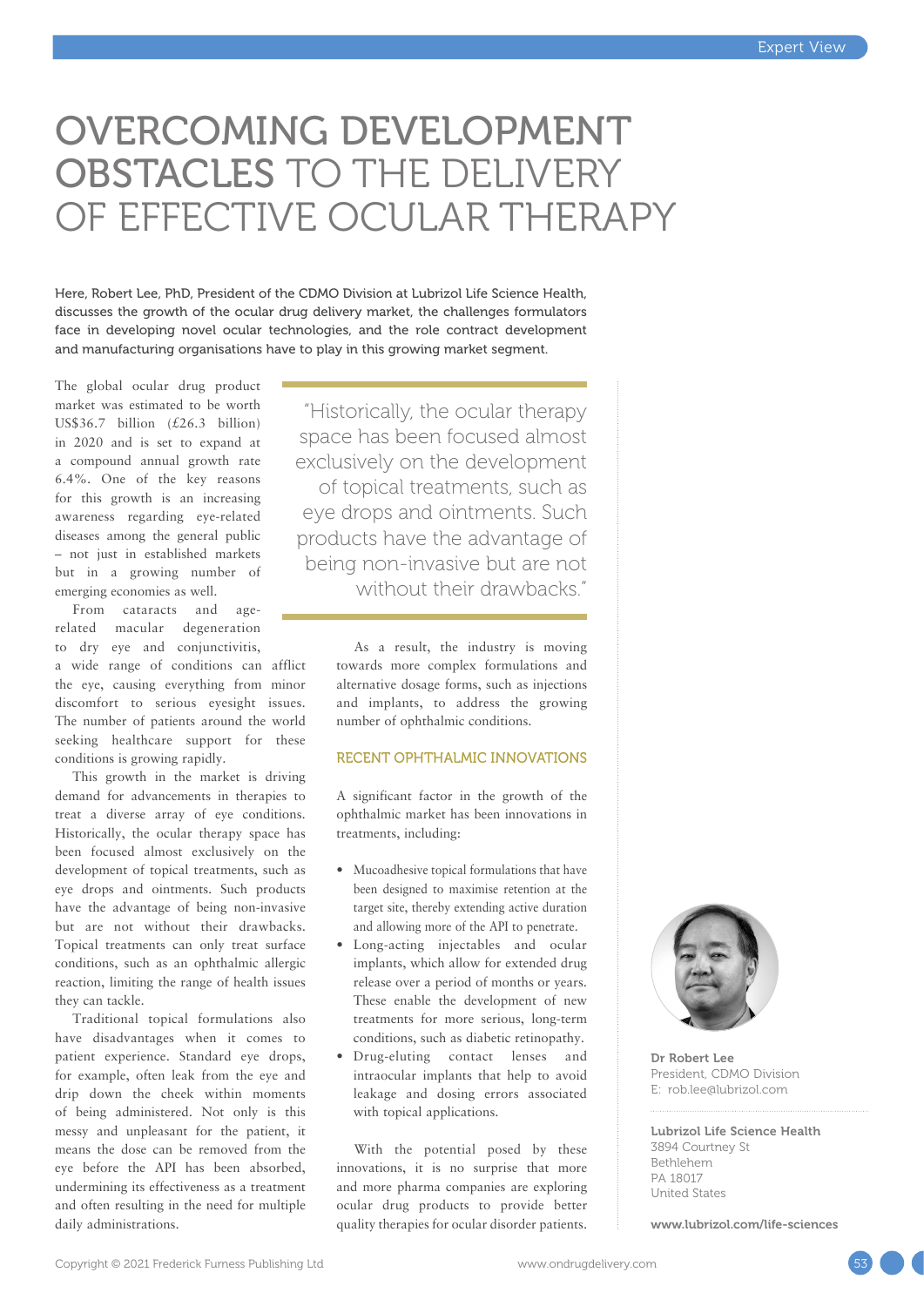# OVERCOMING DEVELOPMENT OBSTACLES TO THE DELIVERY OF EFFECTIVE OCULAR THERAPY

Here, Robert Lee, PhD, President of the CDMO Division at Lubrizol Life Science Health, discusses the growth of the ocular drug delivery market, the challenges formulators face in developing novel ocular technologies, and the role contract development and manufacturing organisations have to play in this growing market segment.

The global ocular drug product market was estimated to be worth US$36.7 billion (£26.3 billion) in 2020 and is set to expand at a compound annual growth rate 6.4%. One of the key reasons for this growth is an increasing awareness regarding eye-related diseases among the general public – not just in established markets but in a growing number of emerging economies as well.

From cataracts and age-related macular degeneration to dry eye and conjunctivitis, a wide range of conditions can afflict the eye, causing everything from minor discomfort to serious eyesight issues. The number of patients around the world seeking healthcare support for these conditions is growing rapidly.

This growth in the market is driving demand for advancements in therapies to treat a diverse array of eye conditions. Historically, the ocular therapy space has been focused almost exclusively on the development of topical treatments, such as eye drops and ointments. Such products have the advantage of being non-invasive but are not without their drawbacks. Topical treatments can only treat surface conditions, such as an ophthalmic allergic reaction, limiting the range of health issues they can tackle.

Traditional topical formulations also have disadvantages when it comes to patient experience. Standard eye drops, for example, often leak from the eye and drip down the cheek within moments of being administered. Not only is this messy and unpleasant for the patient, it means the dose can be removed from the eye before the API has been absorbed, undermining its effectiveness as a treatment and often resulting in the need for multiple daily administrations.

> "Historically, the ocular therapy space has been focused almost exclusively on the development of topical treatments, such as eye drops and ointments. Such products have the advantage of being non-invasive but are not without their drawbacks."

As a result, the industry is moving towards more complex formulations and alternative dosage forms, such as injections and implants, to address the growing number of ophthalmic conditions.

## RECENT OPHTHALMIC INNOVATIONS

A significant factor in the growth of the ophthalmic market has been innovations in treatments, including:

- Mucoadhesive topical formulations that have been designed to maximise retention at the target site, thereby extending active duration and allowing more of the API to penetrate.
- Long-acting injectables and ocular implants, which allow for extended drug release over a period of months or years. These enable the development of new treatments for more serious, long-term conditions, such as diabetic retinopathy.
- Drug-eluting contact lenses and intraocular implants that help to avoid leakage and dosing errors associated with topical applications.

With the potential posed by these innovations, it is no surprise that more and more pharma companies are exploring ocular drug products to provide better quality therapies for ocular disorder patients.

**Dr Robert Lee**
President, CDMO Division
E: rob.lee@lubrizol.com

**Lubrizol Life Science Health**
3894 Courtney St
Bethlehem
PA 18017
United States

**www.lubrizol.com/life-sciences**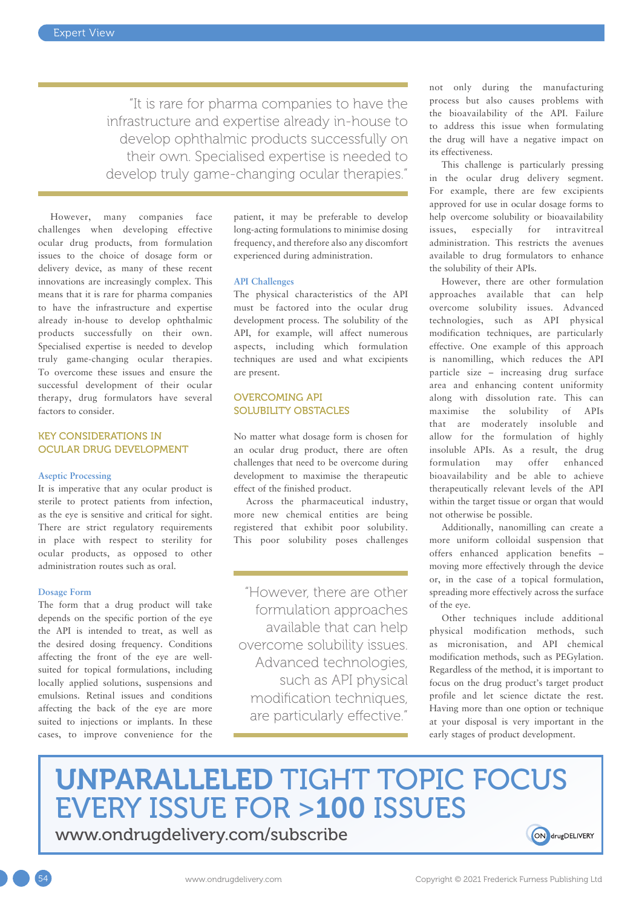> "It is rare for pharma companies to have the infrastructure and expertise already in-house to develop ophthalmic products successfully on their own. Specialised expertise is needed to develop truly game-changing ocular therapies."

However, many companies face challenges when developing effective ocular drug products, from formulation issues to the choice of dosage form or delivery device, as many of these recent innovations are increasingly complex. This means that it is rare for pharma companies to have the infrastructure and expertise already in-house to develop ophthalmic products successfully on their own. Specialised expertise is needed to develop truly game-changing ocular therapies. To overcome these issues and ensure the successful development of their ocular therapy, drug formulators have several factors to consider.

## KEY CONSIDERATIONS IN OCULAR DRUG DEVELOPMENT

### Aseptic Processing

It is imperative that any ocular product is sterile to protect patients from infection, as the eye is sensitive and critical for sight. There are strict regulatory requirements in place with respect to sterility for ocular products, as opposed to other administration routes such as oral.

### Dosage Form

The form that a drug product will take depends on the specific portion of the eye the API is intended to treat, as well as the desired dosing frequency. Conditions affecting the front of the eye are well-suited for topical formulations, including locally applied solutions, suspensions and emulsions. Retinal issues and conditions affecting the back of the eye are more suited to injections or implants. In these cases, to improve convenience for the patient, it may be preferable to develop long-acting formulations to minimise dosing frequency, and therefore also any discomfort experienced during administration.

### API Challenges

The physical characteristics of the API must be factored into the ocular drug development process. The solubility of the API, for example, will affect numerous aspects, including which formulation techniques are used and what excipients are present.

## OVERCOMING API SOLUBILITY OBSTACLES

No matter what dosage form is chosen for an ocular drug product, there are often challenges that need to be overcome during development to maximise the therapeutic effect of the finished product.

Across the pharmaceutical industry, more new chemical entities are being registered that exhibit poor solubility. This poor solubility poses challenges not only during the manufacturing process but also causes problems with the bioavailability of the API. Failure to address this issue when formulating the drug will have a negative impact on its effectiveness.

> "However, there are other formulation approaches available that can help overcome solubility issues. Advanced technologies, such as API physical modification techniques, are particularly effective."

This challenge is particularly pressing in the ocular drug delivery segment. For example, there are few excipients approved for use in ocular dosage forms to help overcome solubility or bioavailability issues, especially for intravitreal administration. This restricts the avenues available to drug formulators to enhance the solubility of their APIs.

However, there are other formulation approaches available that can help overcome solubility issues. Advanced technologies, such as API physical modification techniques, are particularly effective. One example of this approach is nanomilling, which reduces the API particle size – increasing drug surface area and enhancing content uniformity along with dissolution rate. This can maximise the solubility of APIs that are moderately insoluble and allow for the formulation of highly insoluble APIs. As a result, the drug formulation may offer enhanced bioavailability and be able to achieve therapeutically relevant levels of the API within the target tissue or organ that would not otherwise be possible.

Additionally, nanomilling can create a more uniform colloidal suspension that offers enhanced application benefits – moving more effectively through the device or, in the case of a topical formulation, spreading more effectively across the surface of the eye.

Other techniques include additional physical modification methods, such as micronisation, and API chemical modification methods, such as PEGylation. Regardless of the method, it is important to focus on the drug product's target product profile and let science dictate the rest. Having more than one option or technique at your disposal is very important in the early stages of product development.

**UNPARALLELED** TIGHT TOPIC FOCUS EVERY ISSUE FOR >**100** ISSUES

www.ondrugdelivery.com/subscribe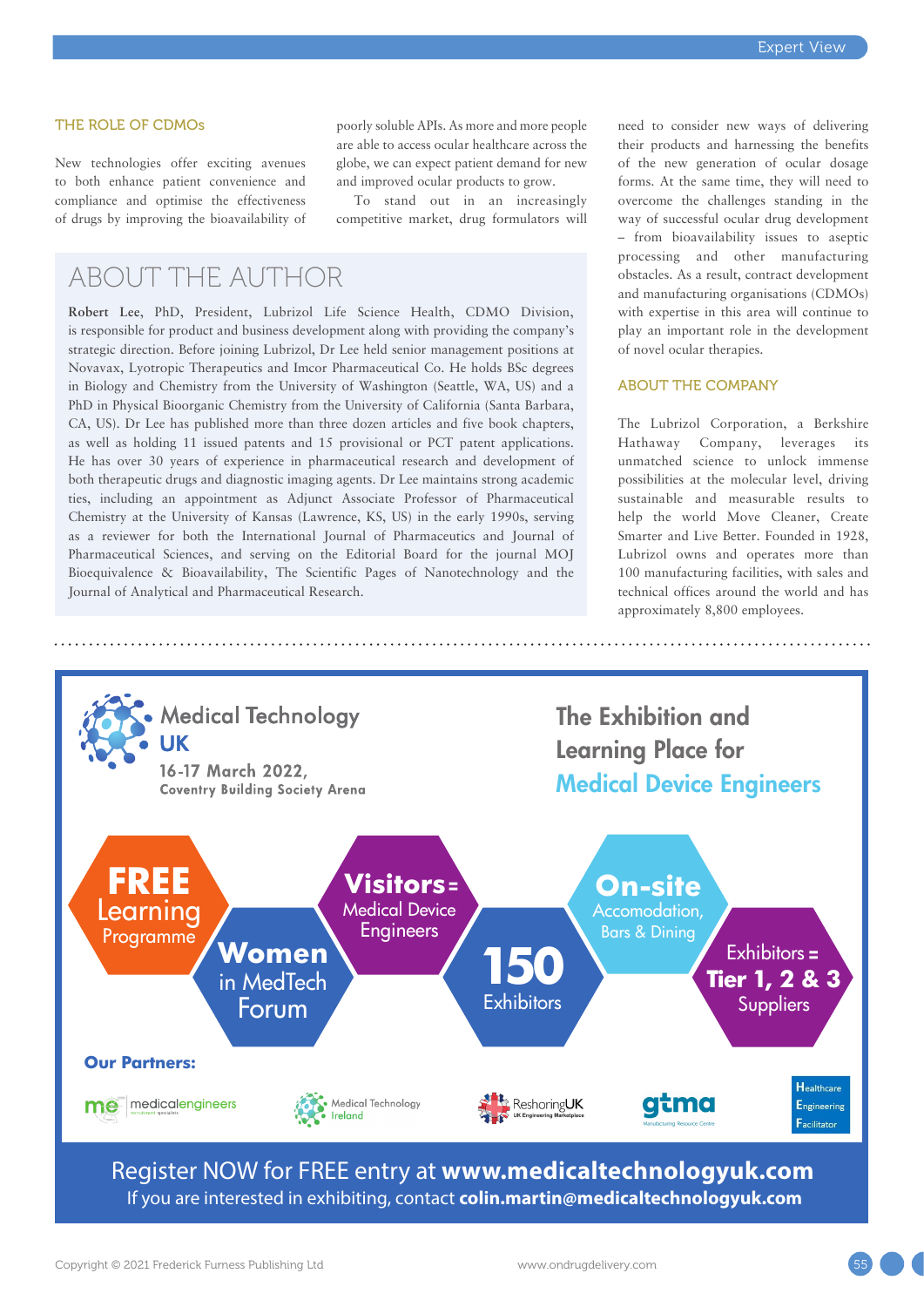## THE ROLE OF CDMOs

New technologies offer exciting avenues to both enhance patient convenience and compliance and optimise the effectiveness of drugs by improving the bioavailability of poorly soluble APIs. As more and more people are able to access ocular healthcare across the globe, we can expect patient demand for new and improved ocular products to grow.

To stand out in an increasingly competitive market, drug formulators will need to consider new ways of delivering their products and harnessing the benefits of the new generation of ocular dosage forms. At the same time, they will need to overcome the challenges standing in the way of successful ocular drug development – from bioavailability issues to aseptic processing and other manufacturing obstacles. As a result, contract development and manufacturing organisations (CDMOs) with expertise in this area will continue to play an important role in the development of novel ocular therapies.

## ABOUT THE AUTHOR

**Robert Lee**, PhD, President, Lubrizol Life Science Health, CDMO Division, is responsible for product and business development along with providing the company's strategic direction. Before joining Lubrizol, Dr Lee held senior management positions at Novavax, Lyotropic Therapeutics and Imcor Pharmaceutical Co. He holds BSc degrees in Biology and Chemistry from the University of Washington (Seattle, WA, US) and a PhD in Physical Bioorganic Chemistry from the University of California (Santa Barbara, CA, US). Dr Lee has published more than three dozen articles and five book chapters, as well as holding 11 issued patents and 15 provisional or PCT patent applications. He has over 30 years of experience in pharmaceutical research and development of both therapeutic drugs and diagnostic imaging agents. Dr Lee maintains strong academic ties, including an appointment as Adjunct Associate Professor of Pharmaceutical Chemistry at the University of Kansas (Lawrence, KS, US) in the early 1990s, serving as a reviewer for both the International Journal of Pharmaceutics and Journal of Pharmaceutical Sciences, and serving on the Editorial Board for the journal MOJ Bioequivalence & Bioavailability, The Scientific Pages of Nanotechnology and the Journal of Analytical and Pharmaceutical Research.

## ABOUT THE COMPANY

The Lubrizol Corporation, a Berkshire Hathaway Company, leverages its unmatched science to unlock immense possibilities at the molecular level, driving sustainable and measurable results to help the world Move Cleaner, Create Smarter and Live Better. Founded in 1928, Lubrizol owns and operates more than 100 manufacturing facilities, with sales and technical offices around the world and has approximately 8,800 employees.

---

Medical Technology UK

16-17 March 2022,
Coventry Building Society Arena

The Exhibition and Learning Place for Medical Device Engineers

FREE Learning Programme

Women in MedTech Forum

Visitors = Medical Device Engineers

150 Exhibitors

On-site Accomodation, Bars & Dining

Exhibitors = Tier 1, 2 & 3 Suppliers

**Our Partners:**

medicalengineers · Medical Technology Ireland · ReshoringUK · gtma · Healthcare Engineering Facilitator

Register NOW for FREE entry at **www.medicaltechnologyuk.com**

If you are interested in exhibiting, contact **colin.martin@medicaltechnologyuk.com**